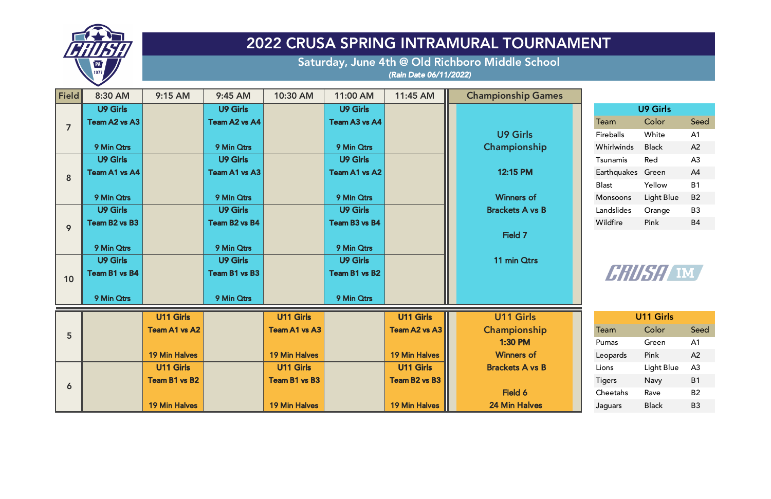# 2022 CRUSA SPRING INTRAMURAL TOURNAMENT

## Saturday, June 4th @ Old Richboro Middle School

***(Rain Date 06/11/2022)***

| Field | 8:30 AM | 9:15 AM | 9:45 AM | 10:30 AM | 11:00 AM | 11:45 AM | Championship Games |
|---|---|---|---|---|---|---|---|
| 7 | **U9 Girls** Team A2 vs A3 9 Min Qtrs | | **U9 Girls** Team A2 vs A4 9 Min Qtrs | | **U9 Girls** Team A3 vs A4 9 Min Qtrs | | U9 Girls Championship **12:15 PM** Winners of Brackets A vs B Field 7 11 min Qtrs |
| 8 | **U9 Girls** Team A1 vs A4 9 Min Qtrs | | **U9 Girls** Team A1 vs A3 9 Min Qtrs | | **U9 Girls** Team A1 vs A2 9 Min Qtrs | | |
| 9 | **U9 Girls** Team B2 vs B3 9 Min Qtrs | | **U9 Girls** Team B2 vs B4 9 Min Qtrs | | **U9 Girls** Team B3 vs B4 9 Min Qtrs | | |
| 10 | **U9 Girls** Team B1 vs B4 9 Min Qtrs | | **U9 Girls** Team B1 vs B3 9 Min Qtrs | | **U9 Girls** Team B1 vs B2 9 Min Qtrs | | |
| 5 | | **U11 Girls** Team A1 vs A2 19 Min Halves | | **U11 Girls** Team A1 vs A3 19 Min Halves | | **U11 Girls** Team A2 vs A3 19 Min Halves | U11 Girls Championship **1:30 PM** Winners of Brackets A vs B Field 6 24 Min Halves |
| 6 | | **U11 Girls** Team B1 vs B2 19 Min Halves | | **U11 Girls** Team B1 vs B3 19 Min Halves | | **U11 Girls** Team B2 vs B3 19 Min Halves | |

| U9 Girls | | |
|---|---|---|
| Team | Color | Seed |
| Fireballs | White | A1 |
| Whirlwinds | Black | A2 |
| Tsunamis | Red | A3 |
| Earthquakes | Green | A4 |
| Blast | Yellow | B1 |
| Monsoons | Light Blue | B2 |
| Landslides | Orange | B3 |
| Wildfire | Pink | B4 |

CRUSA IM

| U11 Girls | | |
|---|---|---|
| Team | Color | Seed |
| Pumas | Green | A1 |
| Leopards | Pink | A2 |
| Lions | Light Blue | A3 |
| Tigers | Navy | B1 |
| Cheetahs | Rave | B2 |
| Jaguars | Black | B3 |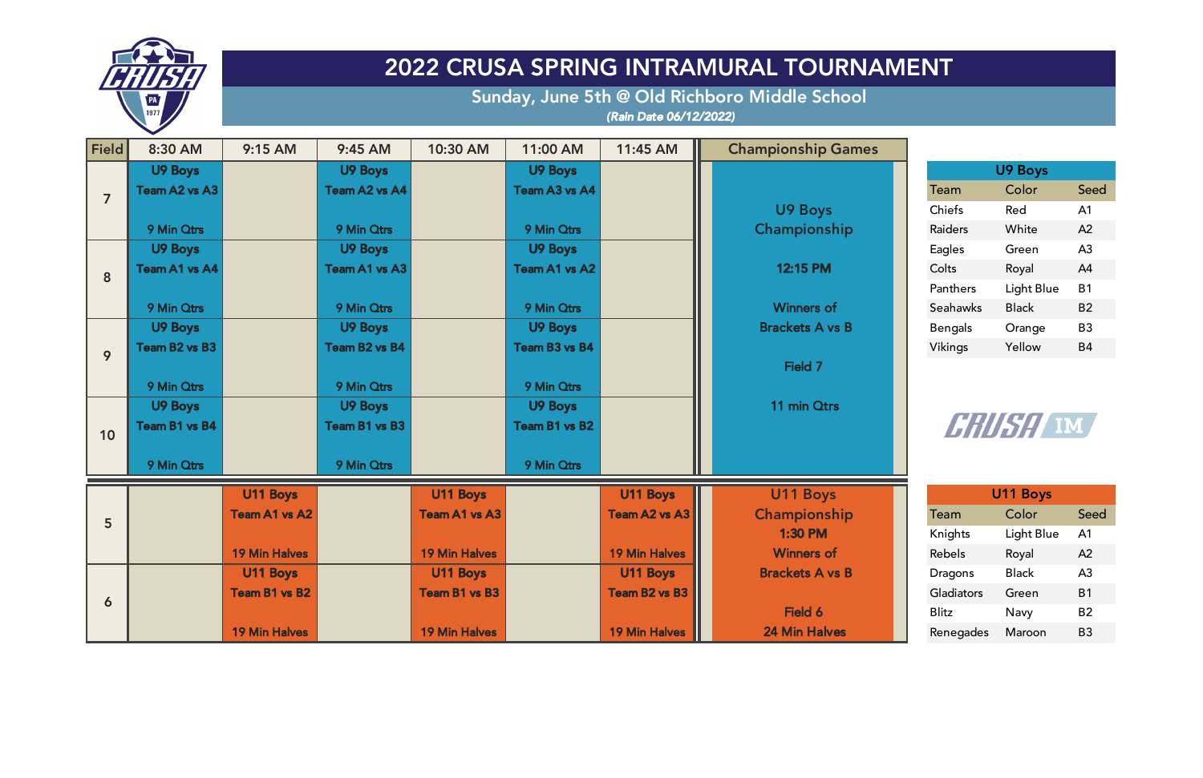# 2022 CRUSA SPRING INTRAMURAL TOURNAMENT

## Sunday, June 5th @ Old Richboro Middle School

***(Rain Date 06/12/2022)***

| Field | 8:30 AM | 9:15 AM | 9:45 AM | 10:30 AM | 11:00 AM | 11:45 AM | Championship Games |
|---|---|---|---|---|---|---|---|
| 7 | U9 Boys Team A2 vs A3 9 Min Qtrs | | U9 Boys Team A2 vs A4 9 Min Qtrs | | U9 Boys Team A3 vs A4 9 Min Qtrs | | U9 Boys Championship 12:15 PM Winners of Brackets A vs B Field 7 11 min Qtrs |
| 8 | U9 Boys Team A1 vs A4 9 Min Qtrs | | U9 Boys Team A1 vs A3 9 Min Qtrs | | U9 Boys Team A1 vs A2 9 Min Qtrs | | |
| 9 | U9 Boys Team B2 vs B3 9 Min Qtrs | | U9 Boys Team B2 vs B4 9 Min Qtrs | | U9 Boys Team B3 vs B4 9 Min Qtrs | | |
| 10 | U9 Boys Team B1 vs B4 9 Min Qtrs | | U9 Boys Team B1 vs B3 9 Min Qtrs | | U9 Boys Team B1 vs B2 9 Min Qtrs | | |
| 5 | | U11 Boys Team A1 vs A2 19 Min Halves | | U11 Boys Team A1 vs A3 19 Min Halves | | U11 Boys Team A2 vs A3 19 Min Halves | U11 Boys Championship 1:30 PM Winners of Brackets A vs B Field 6 24 Min Halves |
| 6 | | U11 Boys Team B1 vs B2 19 Min Halves | | U11 Boys Team B1 vs B3 19 Min Halves | | U11 Boys Team B2 vs B3 19 Min Halves | |

**U9 Boys**

| Team | Color | Seed |
|---|---|---|
| Chiefs | Red | A1 |
| Raiders | White | A2 |
| Eagles | Green | A3 |
| Colts | Royal | A4 |
| Panthers | Light Blue | B1 |
| Seahawks | Black | B2 |
| Bengals | Orange | B3 |
| Vikings | Yellow | B4 |

CRUSA IM

**U11 Boys**

| Team | Color | Seed |
|---|---|---|
| Knights | Light Blue | A1 |
| Rebels | Royal | A2 |
| Dragons | Black | A3 |
| Gladiators | Green | B1 |
| Blitz | Navy | B2 |
| Renegades | Maroon | B3 |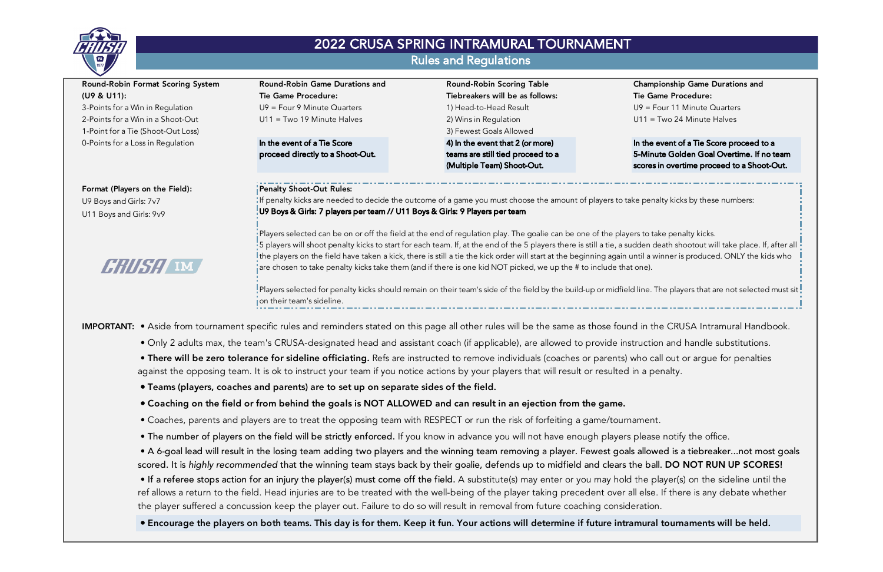# 2022 CRUSA SPRING INTRAMURAL TOURNAMENT

## Rules and Regulations

**Round-Robin Format Scoring System (U9 & U11):**

3-Points for a Win in Regulation
2-Points for a Win in a Shoot-Out
1-Point for a Tie (Shoot-Out Loss)
0-Points for a Loss in Regulation

**Round-Robin Game Durations and Tie Game Procedure:**

U9 = Four 9 Minute Quarters
U11 = Two 19 Minute Halves

**In the event of a Tie Score proceed directly to a Shoot-Out.**

**Round-Robin Scoring Table Tiebreakers will be as follows:**

1) Head-to-Head Result
2) Wins in Regulation
3) Fewest Goals Allowed
**4) In the event that 2 (or more) teams are still tied proceed to a (Multiple Team) Shoot-Out.**

**Championship Game Durations and Tie Game Procedure:**

U9 = Four 11 Minute Quarters
U11 = Two 24 Minute Halves

**In the event of a Tie Score proceed to a 5-Minute Golden Goal Overtime. If no team scores in overtime proceed to a Shoot-Out.**

**Format (Players on the Field):**

U9 Boys and Girls: 7v7
U11 Boys and Girls: 9v9

**Penalty Shoot-Out Rules:**

If penalty kicks are needed to decide the outcome of a game you must choose the amount of players to take penalty kicks by these numbers:
**U9 Boys & Girls: 7 players per team // U11 Boys & Girls: 9 Players per team**

Players selected can be on or off the field at the end of regulation play. The goalie can be one of the players to take penalty kicks.
5 players will shoot penalty kicks to start for each team. If, at the end of the 5 players there is still a tie, a sudden death shootout will take place. If, after all the players on the field have taken a kick, there is still a tie the kick order will start at the beginning again until a winner is produced. ONLY the kids who are chosen to take penalty kicks take them (and if there is one kid NOT picked, we up the # to include that one).

Players selected for penalty kicks should remain on their team's side of the field by the build-up or midfield line. The players that are not selected must sit on their team's sideline.

**IMPORTANT:**

- Aside from tournament specific rules and reminders stated on this page all other rules will be the same as those found in the CRUSA Intramural Handbook.
- Only 2 adults max, the team's CRUSA-designated head and assistant coach (if applicable), are allowed to provide instruction and handle substitutions.
- **There will be zero tolerance for sideline officiating.** Refs are instructed to remove individuals (coaches or parents) who call out or argue for penalties against the opposing team. It is ok to instruct your team if you notice actions by your players that will result or resulted in a penalty.
- **Teams (players, coaches and parents) are to set up on separate sides of the field.**
- **Coaching on the field or from behind the goals is NOT ALLOWED and can result in an ejection from the game.**
- Coaches, parents and players are to treat the opposing team with RESPECT or run the risk of forfeiting a game/tournament.
- **The number of players on the field will be strictly enforced.** If you know in advance you will not have enough players please notify the office.
- A 6-goal lead will result in the losing team adding two players and the winning team removing a player. Fewest goals allowed is a tiebreaker...not most goals scored. It is *highly recommended* that the winning team stays back by their goalie, defends up to midfield and clears the ball. **DO NOT RUN UP SCORES!**
- **If a referee stops action for an injury the player(s) must come off the field.** A substitute(s) may enter or you may hold the player(s) on the sideline until the ref allows a return to the field. Head injuries are to be treated with the well-being of the player taking precedent over all else. If there is any debate whether the player suffered a concussion keep the player out. Failure to do so will result in removal from future coaching consideration.
- **Encourage the players on both teams. This day is for them. Keep it fun. Your actions will determine if future intramural tournaments will be held.**